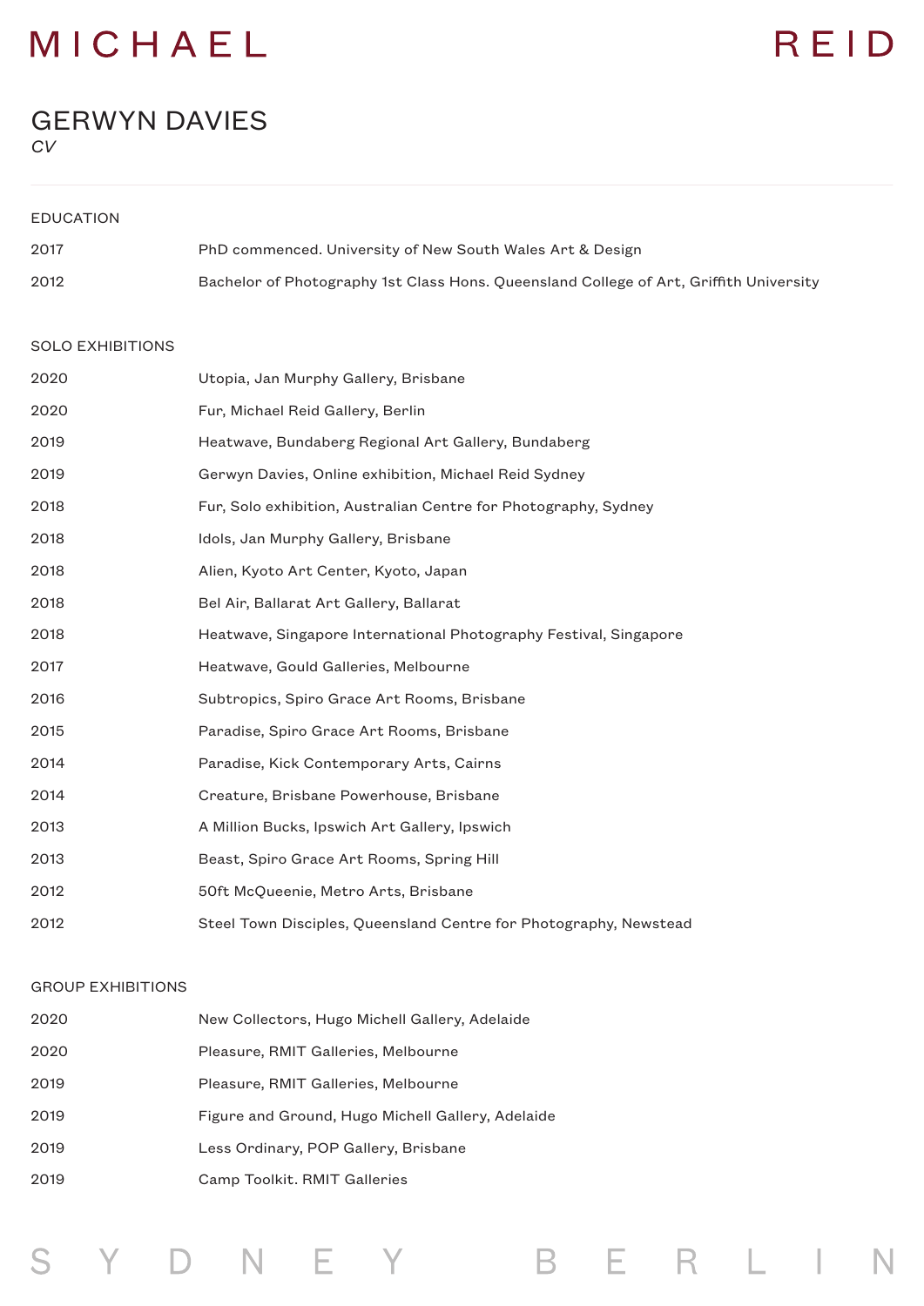# GERWYN DAVIES

*CV*

## EDUCATION

| | |
|---|---|
| 2017 | PhD commenced. University of New South Wales Art & Design |
| 2012 | Bachelor of Photography 1st Class Hons. Queensland College of Art, Griffith University |

## SOLO EXHIBITIONS

| | |
|---|---|
| 2020 | Utopia, Jan Murphy Gallery, Brisbane |
| 2020 | Fur, Michael Reid Gallery, Berlin |
| 2019 | Heatwave, Bundaberg Regional Art Gallery, Bundaberg |
| 2019 | Gerwyn Davies, Online exhibition, Michael Reid Sydney |
| 2018 | Fur, Solo exhibition, Australian Centre for Photography, Sydney |
| 2018 | Idols, Jan Murphy Gallery, Brisbane |
| 2018 | Alien, Kyoto Art Center, Kyoto, Japan |
| 2018 | Bel Air, Ballarat Art Gallery, Ballarat |
| 2018 | Heatwave, Singapore International Photography Festival, Singapore |
| 2017 | Heatwave, Gould Galleries, Melbourne |
| 2016 | Subtropics, Spiro Grace Art Rooms, Brisbane |
| 2015 | Paradise, Spiro Grace Art Rooms, Brisbane |
| 2014 | Paradise, Kick Contemporary Arts, Cairns |
| 2014 | Creature, Brisbane Powerhouse, Brisbane |
| 2013 | A Million Bucks, Ipswich Art Gallery, Ipswich |
| 2013 | Beast, Spiro Grace Art Rooms, Spring Hill |
| 2012 | 50ft McQueenie, Metro Arts, Brisbane |
| 2012 | Steel Town Disciples, Queensland Centre for Photography, Newstead |

## GROUP EXHIBITIONS

| | |
|---|---|
| 2020 | New Collectors, Hugo Michell Gallery, Adelaide |
| 2020 | Pleasure, RMIT Galleries, Melbourne |
| 2019 | Pleasure, RMIT Galleries, Melbourne |
| 2019 | Figure and Ground, Hugo Michell Gallery, Adelaide |
| 2019 | Less Ordinary, POP Gallery, Brisbane |
| 2019 | Camp Toolkit. RMIT Galleries |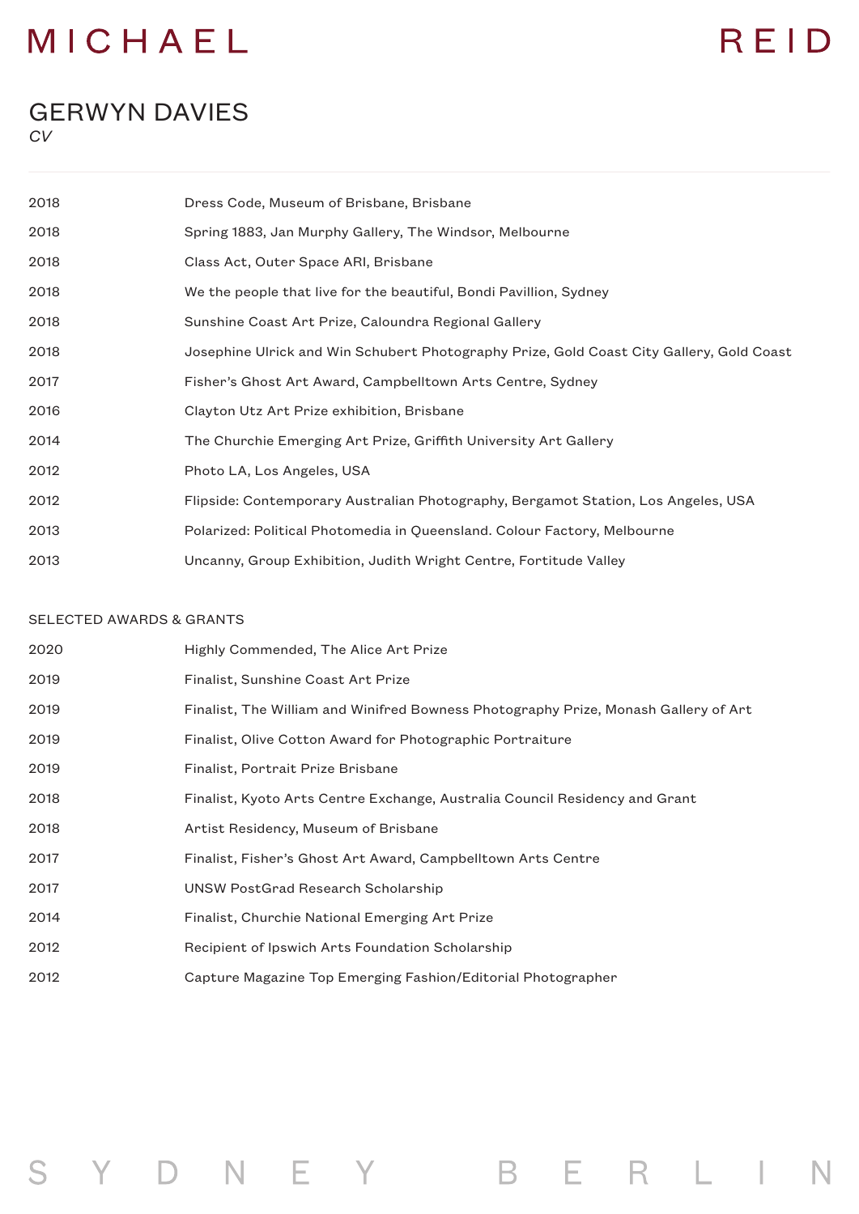# GERWYN DAVIES

*CV*

| | |
|---|---|
| 2018 | Dress Code, Museum of Brisbane, Brisbane |
| 2018 | Spring 1883, Jan Murphy Gallery, The Windsor, Melbourne |
| 2018 | Class Act, Outer Space ARI, Brisbane |
| 2018 | We the people that live for the beautiful, Bondi Pavillion, Sydney |
| 2018 | Sunshine Coast Art Prize, Caloundra Regional Gallery |
| 2018 | Josephine Ulrick and Win Schubert Photography Prize, Gold Coast City Gallery, Gold Coast |
| 2017 | Fisher's Ghost Art Award, Campbelltown Arts Centre, Sydney |
| 2016 | Clayton Utz Art Prize exhibition, Brisbane |
| 2014 | The Churchie Emerging Art Prize, Griffith University Art Gallery |
| 2012 | Photo LA, Los Angeles, USA |
| 2012 | Flipside: Contemporary Australian Photography, Bergamot Station, Los Angeles, USA |
| 2013 | Polarized: Political Photomedia in Queensland. Colour Factory, Melbourne |
| 2013 | Uncanny, Group Exhibition, Judith Wright Centre, Fortitude Valley |

SELECTED AWARDS & GRANTS

| | |
|---|---|
| 2020 | Highly Commended, The Alice Art Prize |
| 2019 | Finalist, Sunshine Coast Art Prize |
| 2019 | Finalist, The William and Winifred Bowness Photography Prize, Monash Gallery of Art |
| 2019 | Finalist, Olive Cotton Award for Photographic Portraiture |
| 2019 | Finalist, Portrait Prize Brisbane |
| 2018 | Finalist, Kyoto Arts Centre Exchange, Australia Council Residency and Grant |
| 2018 | Artist Residency, Museum of Brisbane |
| 2017 | Finalist, Fisher's Ghost Art Award, Campbelltown Arts Centre |
| 2017 | UNSW PostGrad Research Scholarship |
| 2014 | Finalist, Churchie National Emerging Art Prize |
| 2012 | Recipient of Ipswich Arts Foundation Scholarship |
| 2012 | Capture Magazine Top Emerging Fashion/Editorial Photographer |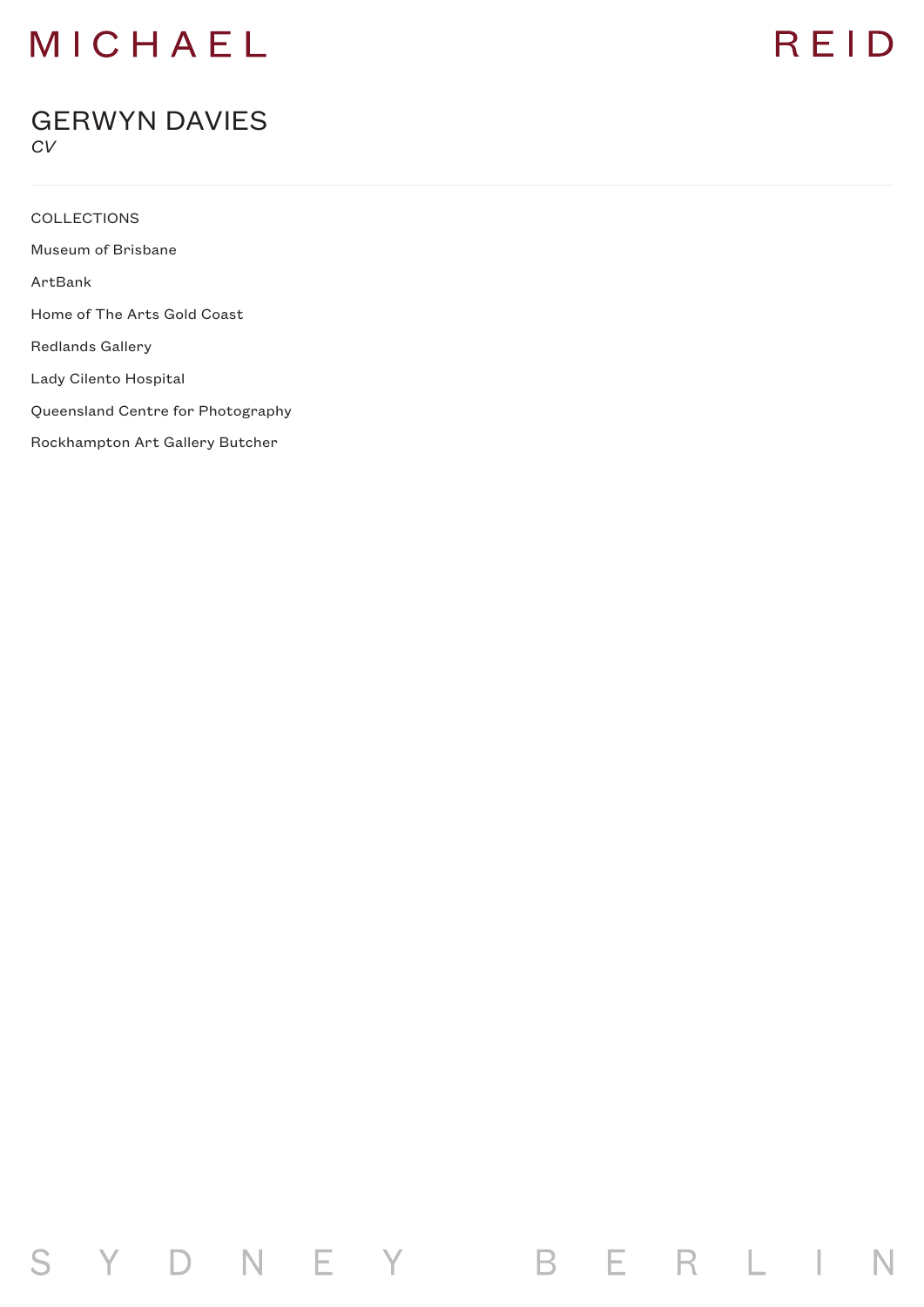# GERWYN DAVIES

*CV*

COLLECTIONS

Museum of Brisbane

ArtBank

Home of The Arts Gold Coast

Redlands Gallery

Lady Cilento Hospital

Queensland Centre for Photography

Rockhampton Art Gallery Butcher